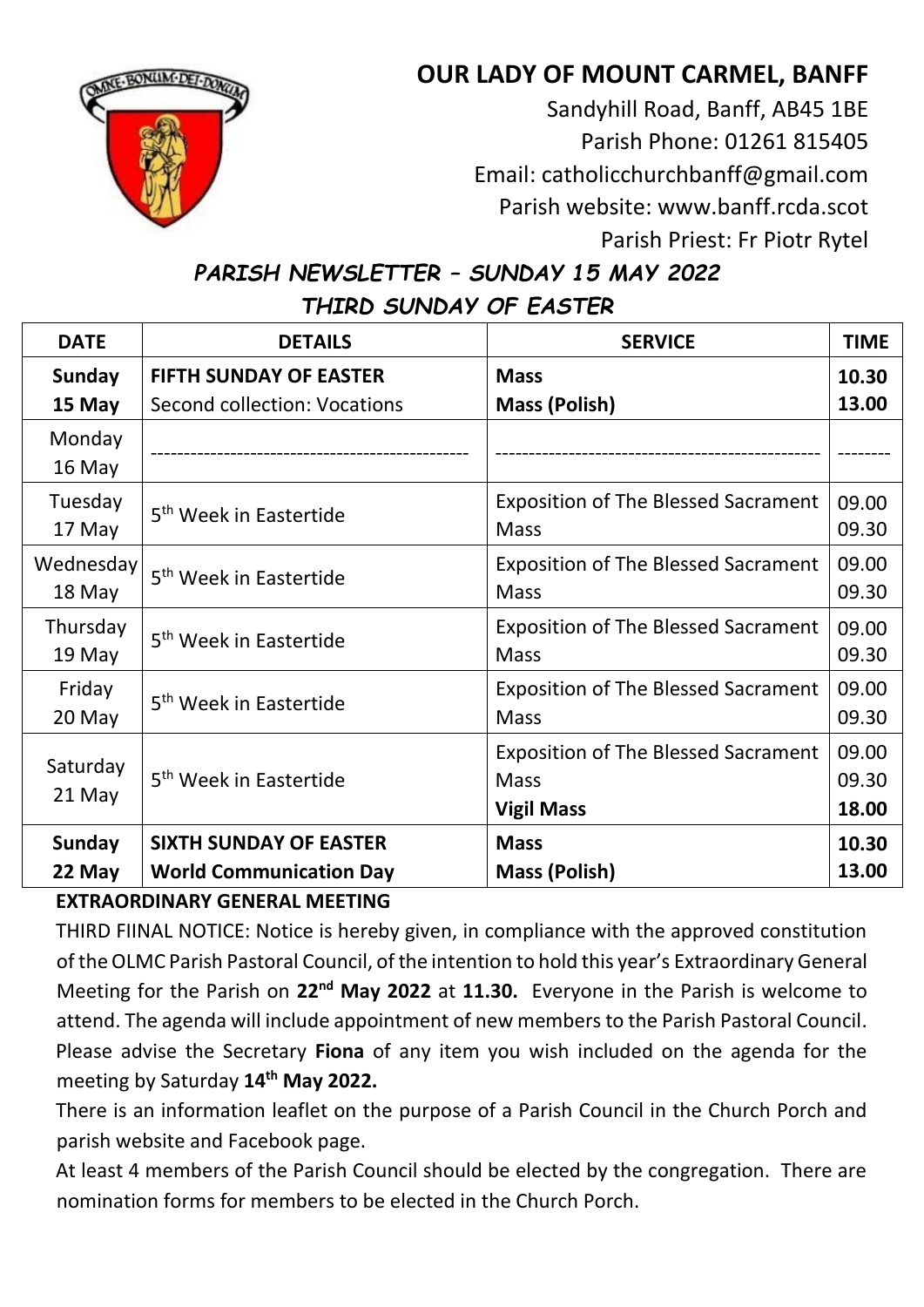# OUR LADY OF MOUNT CARMEL, BANFF

Sandyhill Road, Banff, AB45 1BE
Parish Phone: 01261 815405
Email: catholicchurchbanff@gmail.com
Parish website: www.banff.rcda.scot
Parish Priest: Fr Piotr Rytel

## *PARISH NEWSLETTER – SUNDAY 15 MAY 2022*
## *THIRD SUNDAY OF EASTER*

| DATE | DETAILS | SERVICE | TIME |
|---|---|---|---|
| **Sunday 15 May** | **FIFTH SUNDAY OF EASTER**<br>Second collection: Vocations | **Mass**<br>**Mass (Polish)** | **10.30**<br>**13.00** |
| Monday 16 May | ---------------------------------------------- | ---------------------------------------------- | -------- |
| Tuesday 17 May | 5th Week in Eastertide | Exposition of The Blessed Sacrament<br>Mass | 09.00<br>09.30 |
| Wednesday 18 May | 5th Week in Eastertide | Exposition of The Blessed Sacrament<br>Mass | 09.00<br>09.30 |
| Thursday 19 May | 5th Week in Eastertide | Exposition of The Blessed Sacrament<br>Mass | 09.00<br>09.30 |
| Friday 20 May | 5th Week in Eastertide | Exposition of The Blessed Sacrament<br>Mass | 09.00<br>09.30 |
| Saturday 21 May | 5th Week in Eastertide | Exposition of The Blessed Sacrament<br>Mass<br>**Vigil Mass** | 09.00<br>09.30<br>**18.00** |
| **Sunday 22 May** | **SIXTH SUNDAY OF EASTER**<br>**World Communication Day** | **Mass**<br>**Mass (Polish)** | **10.30**<br>**13.00** |

**EXTRAORDINARY GENERAL MEETING**

THIRD FIINAL NOTICE: Notice is hereby given, in compliance with the approved constitution of the OLMC Parish Pastoral Council, of the intention to hold this year's Extraordinary General Meeting for the Parish on **22nd May 2022** at **11.30.** Everyone in the Parish is welcome to attend. The agenda will include appointment of new members to the Parish Pastoral Council. Please advise the Secretary **Fiona** of any item you wish included on the agenda for the meeting by Saturday **14th May 2022.**

There is an information leaflet on the purpose of a Parish Council in the Church Porch and parish website and Facebook page.

At least 4 members of the Parish Council should be elected by the congregation. There are nomination forms for members to be elected in the Church Porch.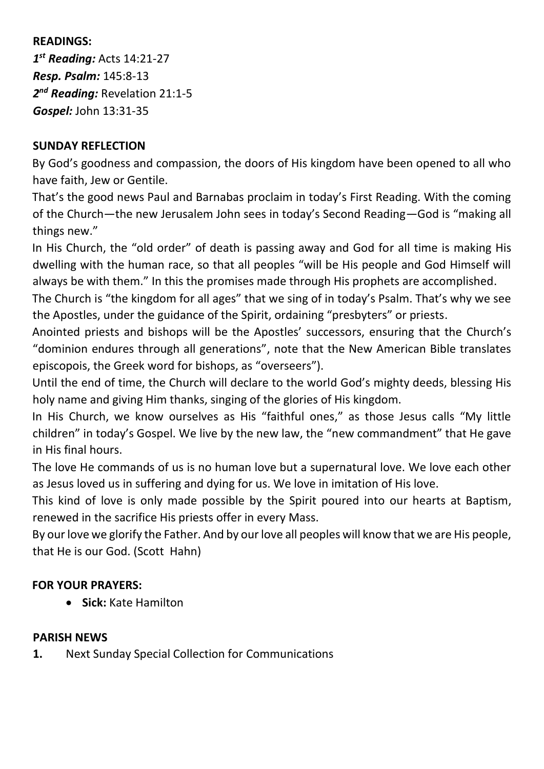**READINGS:**

***1st Reading:*** Acts 14:21-27
***Resp. Psalm:*** 145:8-13
***2nd Reading:*** Revelation 21:1-5
***Gospel:*** John 13:31-35

**SUNDAY REFLECTION**

By God's goodness and compassion, the doors of His kingdom have been opened to all who have faith, Jew or Gentile.

That's the good news Paul and Barnabas proclaim in today's First Reading. With the coming of the Church—the new Jerusalem John sees in today's Second Reading—God is "making all things new."

In His Church, the "old order" of death is passing away and God for all time is making His dwelling with the human race, so that all peoples "will be His people and God Himself will always be with them." In this the promises made through His prophets are accomplished.

The Church is "the kingdom for all ages" that we sing of in today's Psalm. That's why we see the Apostles, under the guidance of the Spirit, ordaining "presbyters" or priests.

Anointed priests and bishops will be the Apostles' successors, ensuring that the Church's "dominion endures through all generations", note that the New American Bible translates episcopois, the Greek word for bishops, as "overseers").

Until the end of time, the Church will declare to the world God's mighty deeds, blessing His holy name and giving Him thanks, singing of the glories of His kingdom.

In His Church, we know ourselves as His "faithful ones," as those Jesus calls "My little children" in today's Gospel. We live by the new law, the "new commandment" that He gave in His final hours.

The love He commands of us is no human love but a supernatural love. We love each other as Jesus loved us in suffering and dying for us. We love in imitation of His love.

This kind of love is only made possible by the Spirit poured into our hearts at Baptism, renewed in the sacrifice His priests offer in every Mass.

By our love we glorify the Father. And by our love all peoples will know that we are His people, that He is our God. (Scott Hahn)

**FOR YOUR PRAYERS:**

- **Sick:** Kate Hamilton

**PARISH NEWS**

1. Next Sunday Special Collection for Communications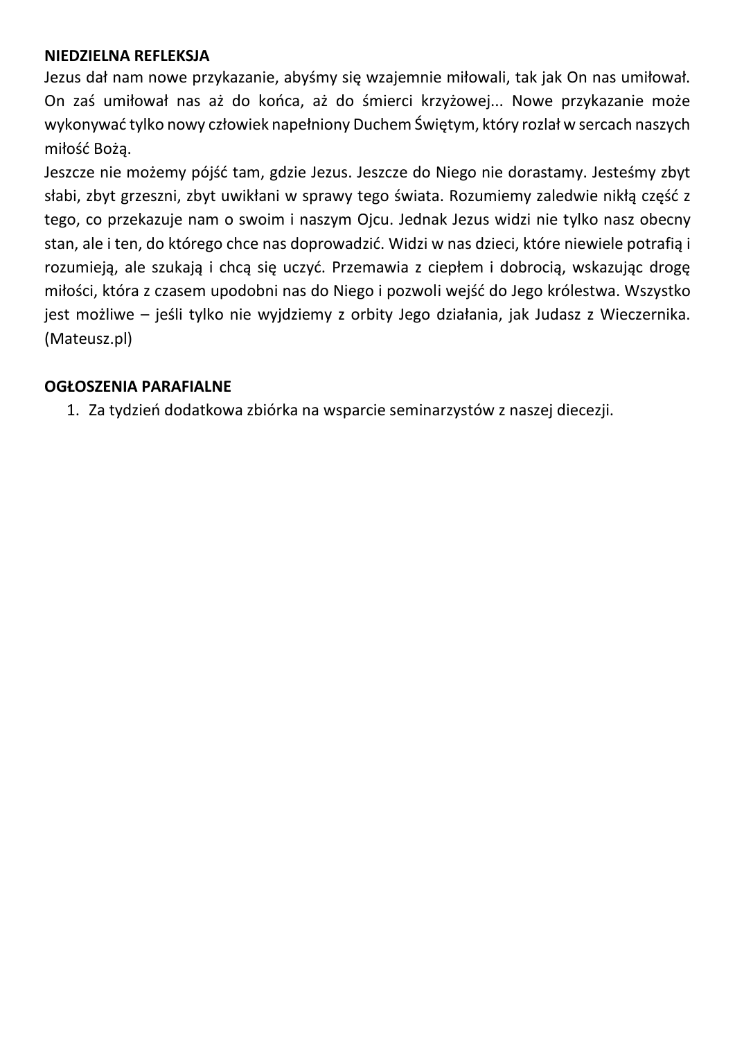**NIEDZIELNA REFLEKSJA**

Jezus dał nam nowe przykazanie, abyśmy się wzajemnie miłowali, tak jak On nas umiłował. On zaś umiłował nas aż do końca, aż do śmierci krzyżowej... Nowe przykazanie może wykonywać tylko nowy człowiek napełniony Duchem Świętym, który rozlał w sercach naszych miłość Bożą.

Jeszcze nie możemy pójść tam, gdzie Jezus. Jeszcze do Niego nie dorastamy. Jesteśmy zbyt słabi, zbyt grzeszni, zbyt uwikłani w sprawy tego świata. Rozumiemy zaledwie nikłą część z tego, co przekazuje nam o swoim i naszym Ojcu. Jednak Jezus widzi nie tylko nasz obecny stan, ale i ten, do którego chce nas doprowadzić. Widzi w nas dzieci, które niewiele potrafią i rozumieją, ale szukają i chcą się uczyć. Przemawia z ciepłem i dobrocią, wskazując drogę miłości, która z czasem upodobni nas do Niego i pozwoli wejść do Jego królestwa. Wszystko jest możliwe – jeśli tylko nie wyjdziemy z orbity Jego działania, jak Judasz z Wieczernika. (Mateusz.pl)

**OGŁOSZENIA PARAFIALNE**

1. Za tydzień dodatkowa zbiórka na wsparcie seminarzystów z naszej diecezji.